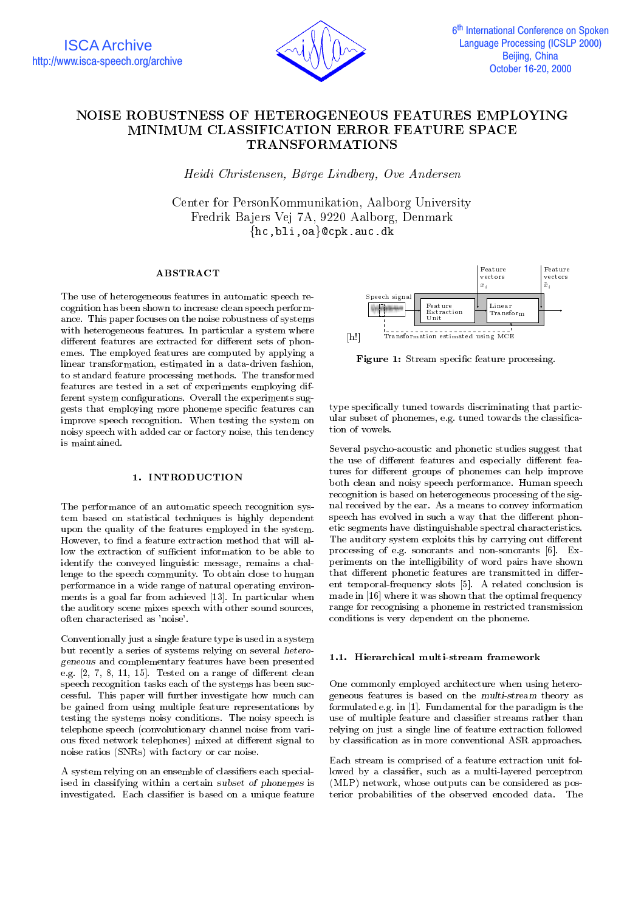# NOISE ROBUSTNESS OF HETEROGENEOUS FEATURES EMPLOYING MINIMUM CLASSIFICATION ERROR FEATURE SPACE TRANSFORMATIONS

*Heidi Christensen, Børge Lindberg, Ove Andersen*

Center for PersonKommunikation, Aalborg University
Fredrik Bajers Vej 7A, 9220 Aalborg, Denmark
{hc,bli,oa}@cpk.auc.dk

## ABSTRACT

The use of heterogeneous features in automatic speech recognition has been shown to increase clean speech performance. This paper focuses on the noise robustness of systems with heterogeneous features. In particular a system where different features are extracted for different sets of phonemes. The employed features are computed by applying a linear transformation, estimated in a data-driven fashion, to standard feature processing methods. The transformed features are tested in a set of experiments employing different system configurations. Overall the experiments suggests that employing more phoneme specific features can improve speech recognition. When testing the system on noisy speech with added car or factory noise, this tendency is maintained.

## 1. INTRODUCTION

The performance of an automatic speech recognition system based on statistical techniques is highly dependent upon the quality of the features employed in the system. However, to find a feature extraction method that will allow the extraction of sufficient information to be able to identify the conveyed linguistic message, remains a challenge to the speech community. To obtain close to human performance in a wide range of natural operating environments is a goal far from achieved [13]. In particular when the auditory scene mixes speech with other sound sources, often characterised as 'noise'.

Conventionally just a single feature type is used in a system but recently a series of systems relying on several *heterogeneous* and complementary features have been presented e.g. [2, 7, 8, 11, 15]. Tested on a range of different clean speech recognition tasks each of the systems has been successful. This paper will further investigate how much can be gained from using multiple feature representations by testing the systems noisy conditions. The noisy speech is telephone speech (convolutionary channel noise from various fixed network telephones) mixed at different signal to noise ratios (SNRs) with factory or car noise.

A system relying on an ensemble of classifiers each specialised in classifying within a certain *subset of phonemes* is investigated. Each classifier is based on a unique feature type specifically tuned towards discriminating that particular subset of phonemes, e.g. tuned towards the classification of vowels.

Speech signal → Feature Extraction Unit → Feature vectors $x_i$ → Linear Transform → Feature vectors $\tilde{x}_i$; Transformation estimated using MCE

**Figure 1:** Stream specific feature processing.

Several psycho-acoustic and phonetic studies suggest that the use of different features and especially different features for different groups of phonemes can help improve both clean and noisy speech performance. Human speech recognition is based on heterogeneous processing of the signal received by the ear. As a means to convey information speech has evolved in such a way that the different phonetic segments have distinguishable spectral characteristics. The auditory system exploits this by carrying out different processing of e.g. sonorants and non-sonorants [6]. Experiments on the intelligibility of word pairs have shown that different phonetic features are transmitted in different temporal-frequency slots [5]. A related conclusion is made in [16] where it was shown that the optimal frequency range for recognising a phoneme in restricted transmission conditions is very dependent on the phoneme.

### 1.1. Hierarchical multi-stream framework

One commonly employed architecture when using heterogeneous features is based on the *multi-stream* theory as formulated e.g. in [1]. Fundamental for the paradigm is the use of multiple feature and classifier streams rather than relying on just a single line of feature extraction followed by classification as in more conventional ASR approaches.

Each stream is comprised of a feature extraction unit followed by a classifier, such as a multi-layered perceptron (MLP) network, whose outputs can be considered as posterior probabilities of the observed encoded data. The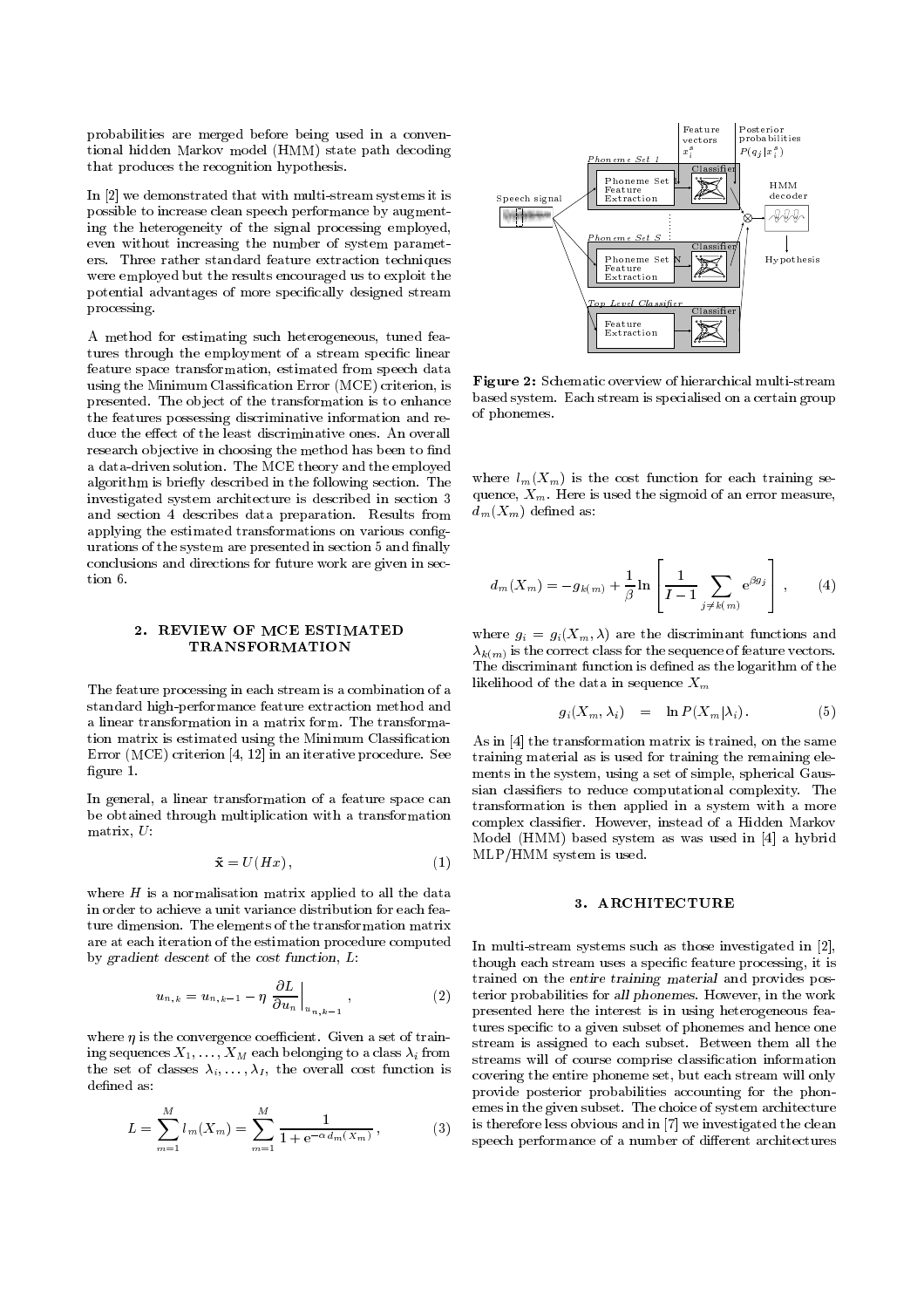probabilities are merged before being used in a conventional hidden Markov model (HMM) state path decoding that produces the recognition hypothesis.

In [2] we demonstrated that with multi-stream systems it is possible to increase clean speech performance by augmenting the heterogeneity of the signal processing employed, even without increasing the number of system parameters. Three rather standard feature extraction techniques were employed but the results encouraged us to exploit the potential advantages of more specifically designed stream processing.

A method for estimating such heterogeneous, tuned features through the employment of a stream specific linear feature space transformation, estimated from speech data using the Minimum Classification Error (MCE) criterion, is presented. The object of the transformation is to enhance the features possessing discriminative information and reduce the effect of the least discriminative ones. An overall research objective in choosing the method has been to find a data-driven solution. The MCE theory and the employed algorithm is briefly described in the following section. The investigated system architecture is described in section 3 and section 4 describes data preparation. Results from applying the estimated transformations on various configurations of the system are presented in section 5 and finally conclusions and directions for future work are given in section 6.

## 2. REVIEW OF MCE ESTIMATED TRANSFORMATION

The feature processing in each stream is a combination of a standard high-performance feature extraction method and a linear transformation in a matrix form. The transformation matrix is estimated using the Minimum Classification Error (MCE) criterion [4, 12] in an iterative procedure. See figure 1.

In general, a linear transformation of a feature space can be obtained through multiplication with a transformation matrix, $U$:

$$\tilde{\mathbf{x}} = U(Hx), \tag{1}$$

where $H$ is a normalisation matrix applied to all the data in order to achieve a unit variance distribution for each feature dimension. The elements of the transformation matrix are at each iteration of the estimation procedure computed by *gradient descent* of the *cost function*, $L$:

$$u_{n,k} = u_{n,k-1} - \eta \left.\frac{\partial L}{\partial u_n}\right|_{u_{n,k-1}}, \tag{2}$$

where $\eta$ is the convergence coefficient. Given a set of training sequences $X_1, \ldots, X_M$ each belonging to a class $\lambda_i$ from the set of classes $\lambda_i, \ldots, \lambda_I$, the overall cost function is defined as:

$$L = \sum_{m=1}^{M} l_m(X_m) = \sum_{m=1}^{M} \frac{1}{1 + \mathrm{e}^{-\alpha\, d_m(X_m)}}, \tag{3}$$

Figure 2: Schematic overview of hierarchical multi-stream based system. Each stream is specialised on a certain group of phonemes.

where $l_m(X_m)$ is the cost function for each training sequence, $X_m$. Here is used the sigmoid of an error measure, $d_m(X_m)$ defined as:

$$d_m(X_m) = -g_{k(m)} + \frac{1}{\beta} \ln \left[ \frac{1}{I-1} \sum_{j \neq k(m)} \mathrm{e}^{\beta g_j} \right], \tag{4}$$

where $g_i = g_i(X_m, \lambda)$ are the discriminant functions and $\lambda_{k(m)}$ is the correct class for the sequence of feature vectors. The discriminant function is defined as the logarithm of the likelihood of the data in sequence $X_m$

$$g_i(X_m, \lambda_i) \quad = \quad \ln P(X_m|\lambda_i). \tag{5}$$

As in [4] the transformation matrix is trained, on the same training material as is used for training the remaining elements in the system, using a set of simple, spherical Gaussian classifiers to reduce computational complexity. The transformation is then applied in a system with a more complex classifier. However, instead of a Hidden Markov Model (HMM) based system as was used in [4] a hybrid MLP/HMM system is used.

## 3. ARCHITECTURE

In multi-stream systems such as those investigated in [2], though each stream uses a specific feature processing, it is trained on the *entire training material* and provides posterior probabilities for *all phonemes*. However, in the work presented here the interest is in using heterogeneous features specific to a given subset of phonemes and hence one stream is assigned to each subset. Between them all the streams will of course comprise classification information covering the entire phoneme set, but each stream will only provide posterior probabilities accounting for the phonemes in the given subset. The choice of system architecture is therefore less obvious and in [7] we investigated the clean speech performance of a number of different architectures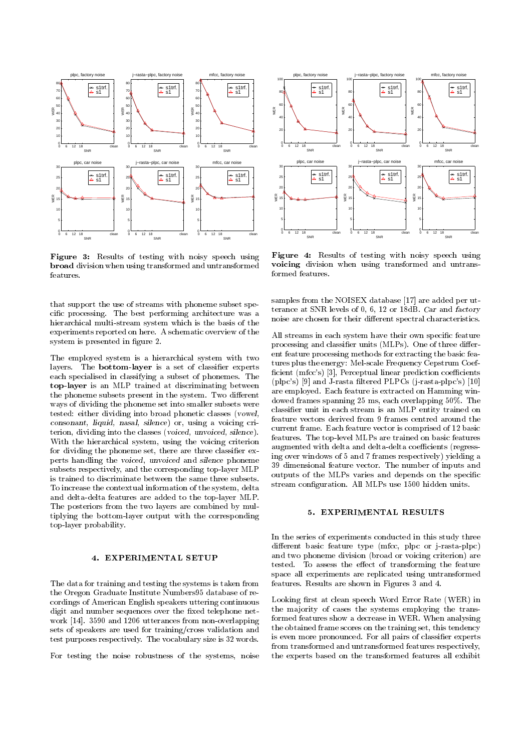**Figure 3:** Results of testing with noisy speech using **broad** division when using transformed and untransformed features.

**Figure 4:** Results of testing with noisy speech using **voicing** division when using transformed and untransformed features.

that support the use of streams with phoneme subset specific processing. The best performing architecture was a hierarchical multi-stream system which is the basis of the experiments reported on here. A schematic overview of the system is presented in figure 2.

The employed system is a hierarchical system with two layers. The **bottom-layer** is a set of classifier experts each specialised in classifying a subset of phonemes. The **top-layer** is an MLP trained at discriminating between the phoneme subsets present in the system. Two different ways of dividing the phoneme set into smaller subsets were tested: either dividing into broad phonetic classes (*vowel*, *consonant*, *liquid*, *nasal*, *silence*) or, using a voicing criterion, dividing into the classes (*voiced*, *unvoiced*, *silence*). With the hierarchical system, using the voicing criterion for dividing the phoneme set, there are three classifier experts handling the *voiced*, *unvoiced* and *silence* phoneme subsets respectively, and the corresponding top-layer MLP is trained to discriminate between the same three subsets. To increase the contextual information of the system, delta and delta-delta features are added to the top-layer MLP. The posteriors from the two layers are combined by multiplying the bottom-layer output with the corresponding top-layer probability.

## 4. EXPERIMENTAL SETUP

The data for training and testing the systems is taken from the Oregon Graduate Institute Numbers95 database of recordings of American English speakers uttering continuous digit and number sequences over the fixed telephone network [14]. 3590 and 1206 utterances from non-overlapping sets of speakers are used for training/cross validation and test purposes respectively. The vocabulary size is 32 words.

For testing the noise robustness of the systems, noise samples from the NOISEX database [17] are added per utterance at SNR levels of 0, 6, 12 or 18dB. *Car* and *factory* noise are chosen for their different spectral characteristics.

All streams in each system have their own specific feature processing and classifier units (MLPs). One of three different feature processing methods for extracting the basic features plus the energy: Mel-scale Frequency Cepstrum Coefficient (mfcc's) [3], Perceptual linear prediction coefficients (plpc's) [9] and J-rasta filtered PLPCs (j-rasta-plpc's) [10] are employed. Each feature is extracted on Hamming windowed frames spanning 25 ms, each overlapping 50%. The classifier unit in each stream is an MLP entity trained on feature vectors derived from 9 frames centred around the current frame. Each feature vector is comprised of 12 basic features. The top-level MLPs are trained on basic features augmented with delta and delta-delta coefficients (regressing over windows of 5 and 7 frames respectively) yielding a 39 dimensional feature vector. The number of inputs and outputs of the MLPs varies and depends on the specific stream configuration. All MLPs use 1500 hidden units.

## 5. EXPERIMENTAL RESULTS

In the series of experiments conducted in this study three different basic feature type (mfcc, plpc or j-rasta-plpc) and two phoneme division (broad or voicing criterion) are tested. To assess the effect of transforming the feature space all experiments are replicated using untransformed features. Results are shown in Figures 3 and 4.

Looking first at clean speech Word Error Rate (WER) in the majority of cases the systems employing the transformed features show a decrease in WER. When analysing the obtained frame scores on the training set, this tendency is even more pronounced. For all pairs of classifier experts from transformed and untransformed features respectively, the experts based on the transformed features all exhibit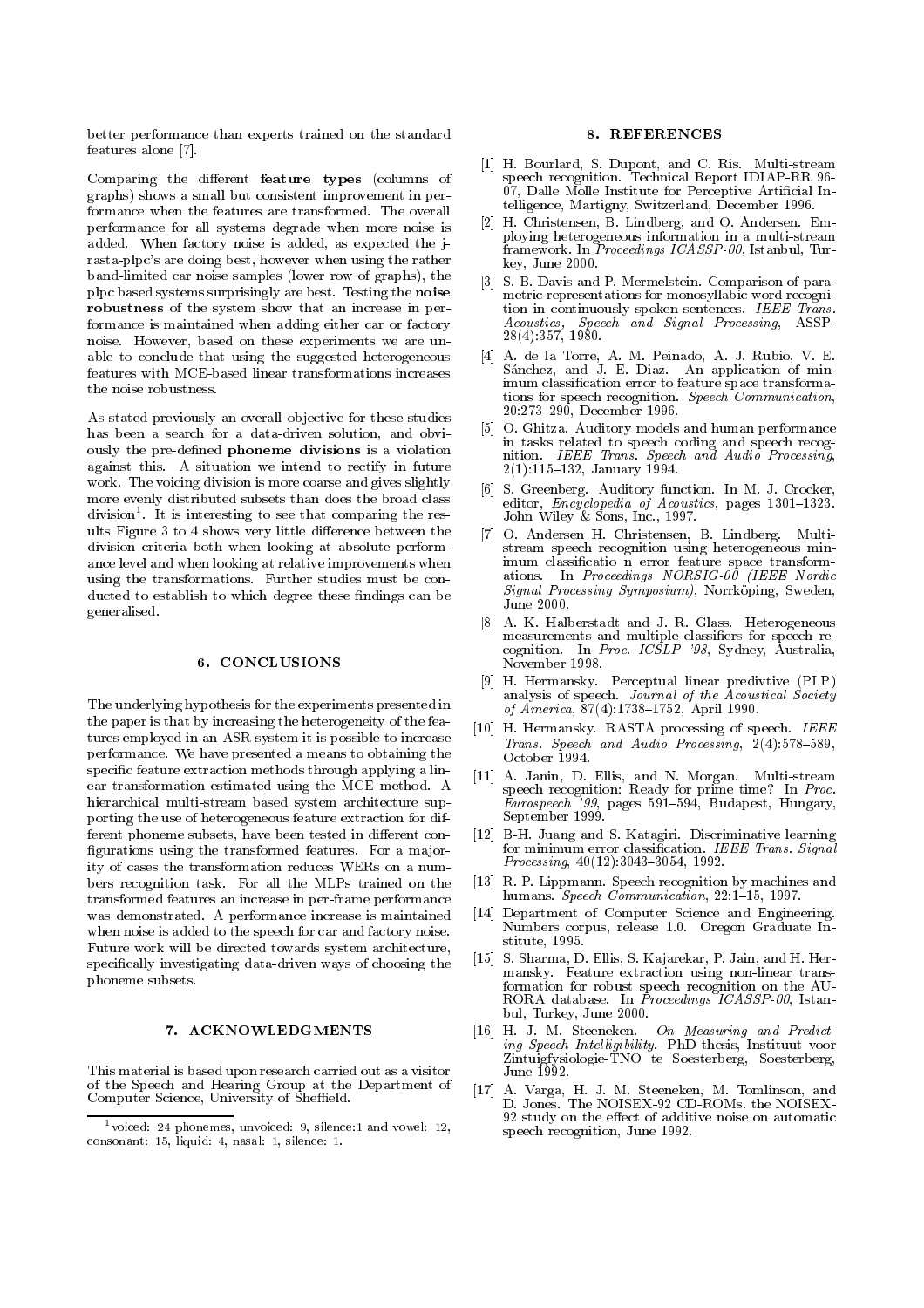better performance than experts trained on the standard features alone [7].

Comparing the different **feature types** (columns of graphs) shows a small but consistent improvement in performance when the features are transformed. The overall performance for all systems degrade when more noise is added. When factory noise is added, as expected the j-rasta-plpc's are doing best, however when using the rather band-limited car noise samples (lower row of graphs), the plpc based systems surprisingly are best. Testing the **noise robustness** of the system show that an increase in performance is maintained when adding either car or factory noise. However, based on these experiments we are unable to conclude that using the suggested heterogeneous features with MCE-based linear transformations increases the noise robustness.

As stated previously an overall objective for these studies has been a search for a data-driven solution, and obviously the pre-defined **phoneme divisions** is a violation against this. A situation we intend to rectify in future work. The voicing division is more coarse and gives slightly more evenly distributed subsets than does the broad class division[1]. It is interesting to see that comparing the results Figure 3 to 4 shows very little difference between the division criteria both when looking at absolute performance level and when looking at relative improvements when using the transformations. Further studies must be conducted to establish to which degree these findings can be generalised.

## 6. CONCLUSIONS

The underlying hypothesis for the experiments presented in the paper is that by increasing the heterogeneity of the features employed in an ASR system it is possible to increase performance. We have presented a means to obtaining the specific feature extraction methods through applying a linear transformation estimated using the MCE method. A hierarchical multi-stream based system architecture supporting the use of heterogeneous feature extraction for different phoneme subsets, have been tested in different configurations using the transformed features. For a majority of cases the transformation reduces WERs on a numbers recognition task. For all the MLPs trained on the transformed features an increase in per-frame performance was demonstrated. A performance increase is maintained when noise is added to the speech for car and factory noise. Future work will be directed towards system architecture, specifically investigating data-driven ways of choosing the phoneme subsets.

## 7. ACKNOWLEDGMENTS

This material is based upon research carried out as a visitor of the Speech and Hearing Group at the Department of Computer Science, University of Sheffield.

[1] voiced: 24 phonemes, unvoiced: 9, silence:1 and vowel: 12, consonant: 15, liquid: 4, nasal: 1, silence: 1.

## 8. REFERENCES

[1] H. Bourlard, S. Dupont, and C. Ris. Multi-stream speech recognition. Technical Report IDIAP-RR 96-07, Dalle Molle Institute for Perceptive Artificial Intelligence, Martigny, Switzerland, December 1996.

[2] H. Christensen, B. Lindberg, and O. Andersen. Employing heterogeneous information in a multi-stream framework. In *Proceedings ICASSP-00*, Istanbul, Turkey, June 2000.

[3] S. B. Davis and P. Mermelstein. Comparison of parametric representations for monosyllabic word recognition in continuously spoken sentences. *IEEE Trans. Acoustics, Speech and Signal Processing*, ASSP-28(4):357, 1980.

[4] A. de la Torre, A. M. Peinado, A. J. Rubio, V. E. Sánchez, and J. E. Diaz. An application of minimum classification error to feature space transformations for speech recognition. *Speech Communication*, 20:273–290, December 1996.

[5] O. Ghitza. Auditory models and human performance in tasks related to speech coding and speech recognition. *IEEE Trans. Speech and Audio Processing*, 2(1):115–132, January 1994.

[6] S. Greenberg. Auditory function. In M. J. Crocker, editor, *Encyclopedia of Acoustics*, pages 1301–1323. John Wiley & Sons, Inc., 1997.

[7] O. Andersen H. Christensen, B. Lindberg. Multi-stream speech recognition using heterogeneous minimum classificatio n error feature space transformations. In *Proceedings NORSIG-00 (IEEE Nordic Signal Processing Symposium)*, Norrköping, Sweden, June 2000.

[8] A. K. Halberstadt and J. R. Glass. Heterogeneous measurements and multiple classifiers for speech recognition. In *Proc. ICSLP '98*, Sydney, Australia, November 1998.

[9] H. Hermansky. Perceptual linear predivtive (PLP) analysis of speech. *Journal of the Acoustical Society of America*, 87(4):1738–1752, April 1990.

[10] H. Hermansky. RASTA processing of speech. *IEEE Trans. Speech and Audio Processing*, 2(4):578–589, October 1994.

[11] A. Janin, D. Ellis, and N. Morgan. Multi-stream speech recognition: Ready for prime time? In *Proc. Eurospeech '99*, pages 591–594, Budapest, Hungary, September 1999.

[12] B-H. Juang and S. Katagiri. Discriminative learning for minimum error classification. *IEEE Trans. Signal Processing*, 40(12):3043–3054, 1992.

[13] R. P. Lippmann. Speech recognition by machines and humans. *Speech Communication*, 22:1–15, 1997.

[14] Department of Computer Science and Engineering. Numbers corpus, release 1.0. Oregon Graduate Institute, 1995.

[15] S. Sharma, D. Ellis, S. Kajarekar, P. Jain, and H. Hermansky. Feature extraction using non-linear transformation for robust speech recognition on the AURORA database. In *Proceedings ICASSP-00*, Istanbul, Turkey, June 2000.

[16] H. J. M. Steeneken. *On Measuring and Predicting Speech Intelligibility*. PhD thesis, Instituut voor Zintuigfysiologie-TNO te Soesterberg, Soesterberg, June 1992.

[17] A. Varga, H. J. M. Steeneken, M. Tomlinson, and D. Jones. The NOISEX-92 CD-ROMs. the NOISEX-92 study on the effect of additive noise on automatic speech recognition, June 1992.